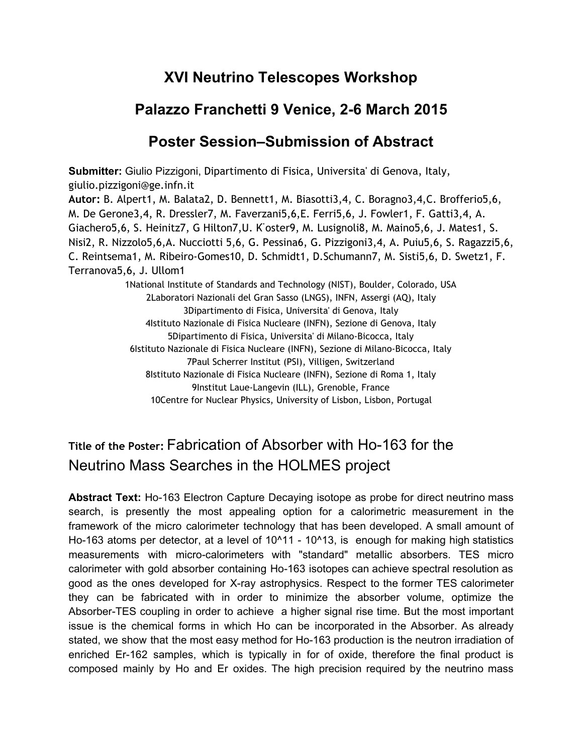# XVI Neutrino Telescopes Workshop

## Palazzo Franchetti 9 Venice, 2-6 March 2015

## Poster Session–Submission of Abstract

**Submitter:** Giulio Pizzigoni, Dipartimento di Fisica, Universita' di Genova, Italy, giulio.pizzigoni@ge.infn.it

**Autor:** B. Alpert[1], M. Balata[2], D. Bennett[1], M. Biasotti[3,4], C. Boragno[3,4], C. Brofferio[5,6], M. De Gerone[3,4], R. Dressler[7], M. Faverzani[5,6], E. Ferri[5,6], J. Fowler[1], F. Gatti[3,4], A. Giachero[5,6], S. Heinitz[7], G Hilton[7], U. K¨oster[9], M. Lusignoli[8], M. Maino[5,6], J. Mates[1], S. Nisi[2], R. Nizzolo[5,6], A. Nucciotti [5,6], G. Pessina[6], G. Pizzigoni[3,4], A. Puiu[5,6], S. Ragazzi[5,6], C. Reintsema[1], M. Ribeiro-Gomes[10], D. Schmidt[1], D.Schumann[7], M. Sisti[5,6], D. Swetz[1], F. Terranova[5,6], J. Ullom[1]

1National Institute of Standards and Technology (NIST), Boulder, Colorado, USA
2Laboratori Nazionali del Gran Sasso (LNGS), INFN, Assergi (AQ), Italy
3Dipartimento di Fisica, Universita' di Genova, Italy
4Istituto Nazionale di Fisica Nucleare (INFN), Sezione di Genova, Italy
5Dipartimento di Fisica, Universita' di Milano-Bicocca, Italy
6Istituto Nazionale di Fisica Nucleare (INFN), Sezione di Milano-Bicocca, Italy
7Paul Scherrer Institut (PSI), Villigen, Switzerland
8Istituto Nazionale di Fisica Nucleare (INFN), Sezione di Roma 1, Italy
9Institut Laue-Langevin (ILL), Grenoble, France
10Centre for Nuclear Physics, University of Lisbon, Lisbon, Portugal

**Title of the Poster:** Fabrication of Absorber with Ho-163 for the Neutrino Mass Searches in the HOLMES project

**Abstract Text:** Ho-163 Electron Capture Decaying isotope as probe for direct neutrino mass search, is presently the most appealing option for a calorimetric measurement in the framework of the micro calorimeter technology that has been developed. A small amount of Ho-163 atoms per detector, at a level of 10^11 - 10^13, is enough for making high statistics measurements with micro-calorimeters with "standard" metallic absorbers. TES micro calorimeter with gold absorber containing Ho-163 isotopes can achieve spectral resolution as good as the ones developed for X-ray astrophysics. Respect to the former TES calorimeter they can be fabricated with in order to minimize the absorber volume, optimize the Absorber-TES coupling in order to achieve a higher signal rise time. But the most important issue is the chemical forms in which Ho can be incorporated in the Absorber. As already stated, we show that the most easy method for Ho-163 production is the neutron irradiation of enriched Er-162 samples, which is typically in for of oxide, therefore the final product is composed mainly by Ho and Er oxides. The high precision required by the neutrino mass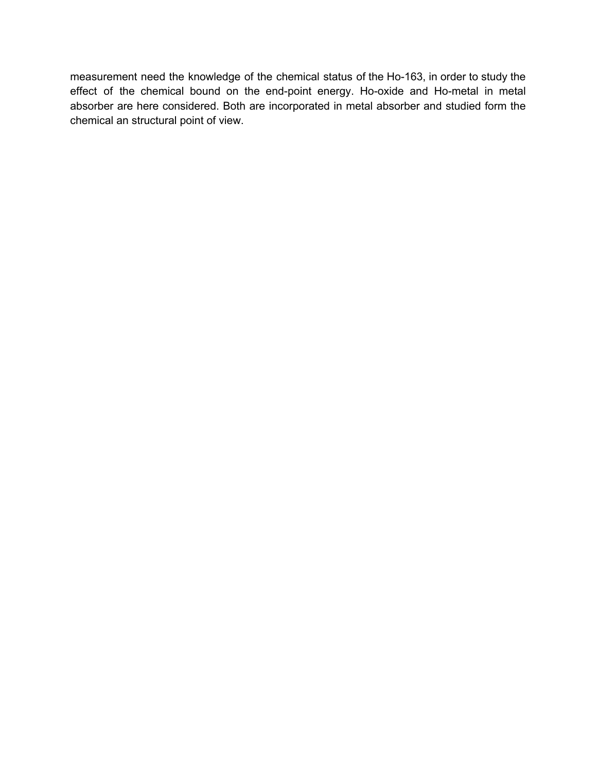measurement need the knowledge of the chemical status of the Ho-163, in order to study the effect of the chemical bound on the end-point energy. Ho-oxide and Ho-metal in metal absorber are here considered. Both are incorporated in metal absorber and studied form the chemical an structural point of view.